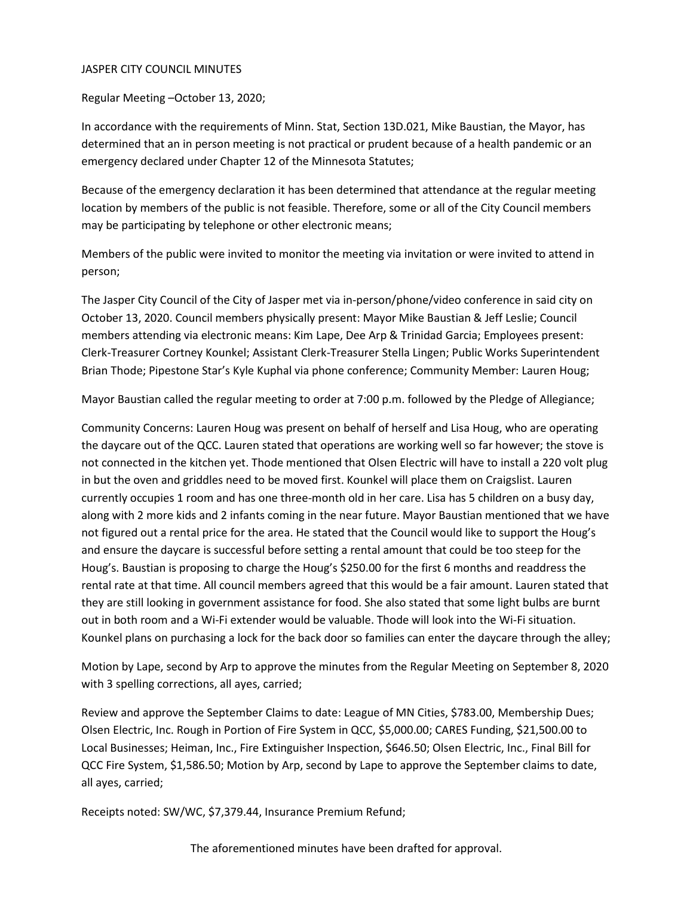JASPER CITY COUNCIL MINUTES

Regular Meeting –October 13, 2020;

In accordance with the requirements of Minn. Stat, Section 13D.021, Mike Baustian, the Mayor, has determined that an in person meeting is not practical or prudent because of a health pandemic or an emergency declared under Chapter 12 of the Minnesota Statutes;

Because of the emergency declaration it has been determined that attendance at the regular meeting location by members of the public is not feasible. Therefore, some or all of the City Council members may be participating by telephone or other electronic means;

Members of the public were invited to monitor the meeting via invitation or were invited to attend in person;

The Jasper City Council of the City of Jasper met via in-person/phone/video conference in said city on October 13, 2020. Council members physically present: Mayor Mike Baustian & Jeff Leslie; Council members attending via electronic means: Kim Lape, Dee Arp & Trinidad Garcia; Employees present: Clerk-Treasurer Cortney Kounkel; Assistant Clerk-Treasurer Stella Lingen; Public Works Superintendent Brian Thode; Pipestone Star's Kyle Kuphal via phone conference; Community Member: Lauren Houg;

Mayor Baustian called the regular meeting to order at 7:00 p.m. followed by the Pledge of Allegiance;

Community Concerns: Lauren Houg was present on behalf of herself and Lisa Houg, who are operating the daycare out of the QCC. Lauren stated that operations are working well so far however; the stove is not connected in the kitchen yet. Thode mentioned that Olsen Electric will have to install a 220 volt plug in but the oven and griddles need to be moved first. Kounkel will place them on Craigslist. Lauren currently occupies 1 room and has one three-month old in her care. Lisa has 5 children on a busy day, along with 2 more kids and 2 infants coming in the near future. Mayor Baustian mentioned that we have not figured out a rental price for the area. He stated that the Council would like to support the Houg's and ensure the daycare is successful before setting a rental amount that could be too steep for the Houg's. Baustian is proposing to charge the Houg's $250.00 for the first 6 months and readdress the rental rate at that time. All council members agreed that this would be a fair amount. Lauren stated that they are still looking in government assistance for food. She also stated that some light bulbs are burnt out in both room and a Wi-Fi extender would be valuable. Thode will look into the Wi-Fi situation. Kounkel plans on purchasing a lock for the back door so families can enter the daycare through the alley;

Motion by Lape, second by Arp to approve the minutes from the Regular Meeting on September 8, 2020 with 3 spelling corrections, all ayes, carried;

Review and approve the September Claims to date: League of MN Cities, $783.00, Membership Dues; Olsen Electric, Inc. Rough in Portion of Fire System in QCC, $5,000.00; CARES Funding, $21,500.00 to Local Businesses; Heiman, Inc., Fire Extinguisher Inspection, $646.50; Olsen Electric, Inc., Final Bill for QCC Fire System, $1,586.50; Motion by Arp, second by Lape to approve the September claims to date, all ayes, carried;

Receipts noted: SW/WC, $7,379.44, Insurance Premium Refund;

The aforementioned minutes have been drafted for approval.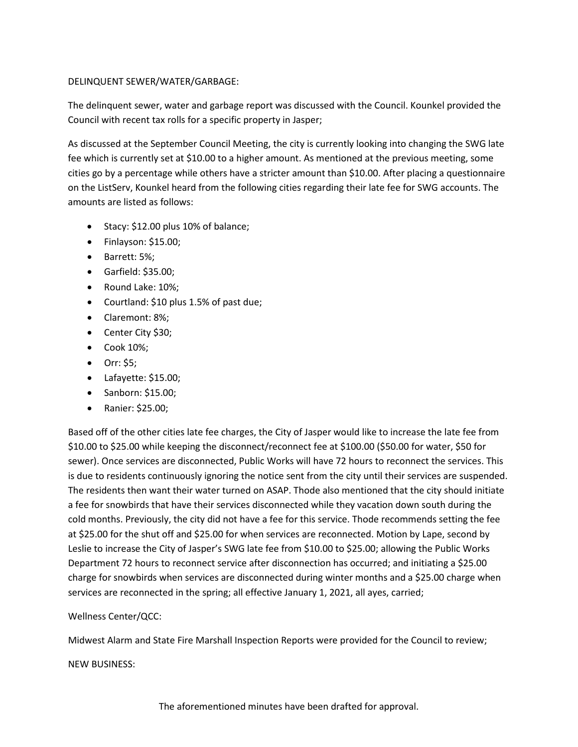DELINQUENT SEWER/WATER/GARBAGE:

The delinquent sewer, water and garbage report was discussed with the Council. Kounkel provided the Council with recent tax rolls for a specific property in Jasper;

As discussed at the September Council Meeting, the city is currently looking into changing the SWG late fee which is currently set at $10.00 to a higher amount. As mentioned at the previous meeting, some cities go by a percentage while others have a stricter amount than $10.00. After placing a questionnaire on the ListServ, Kounkel heard from the following cities regarding their late fee for SWG accounts. The amounts are listed as follows:

- Stacy: $12.00 plus 10% of balance;
- Finlayson: $15.00;
- Barrett: 5%;
- Garfield: $35.00;
- Round Lake: 10%;
- Courtland: $10 plus 1.5% of past due;
- Claremont: 8%;
- Center City $30;
- Cook 10%;
- Orr: $5;
- Lafayette: $15.00;
- Sanborn: $15.00;
- Ranier: $25.00;

Based off of the other cities late fee charges, the City of Jasper would like to increase the late fee from $10.00 to $25.00 while keeping the disconnect/reconnect fee at $100.00 ($50.00 for water, $50 for sewer). Once services are disconnected, Public Works will have 72 hours to reconnect the services. This is due to residents continuously ignoring the notice sent from the city until their services are suspended. The residents then want their water turned on ASAP. Thode also mentioned that the city should initiate a fee for snowbirds that have their services disconnected while they vacation down south during the cold months. Previously, the city did not have a fee for this service. Thode recommends setting the fee at $25.00 for the shut off and $25.00 for when services are reconnected. Motion by Lape, second by Leslie to increase the City of Jasper's SWG late fee from $10.00 to $25.00; allowing the Public Works Department 72 hours to reconnect service after disconnection has occurred; and initiating a $25.00 charge for snowbirds when services are disconnected during winter months and a $25.00 charge when services are reconnected in the spring; all effective January 1, 2021, all ayes, carried;

Wellness Center/QCC:

Midwest Alarm and State Fire Marshall Inspection Reports were provided for the Council to review;

NEW BUSINESS:

The aforementioned minutes have been drafted for approval.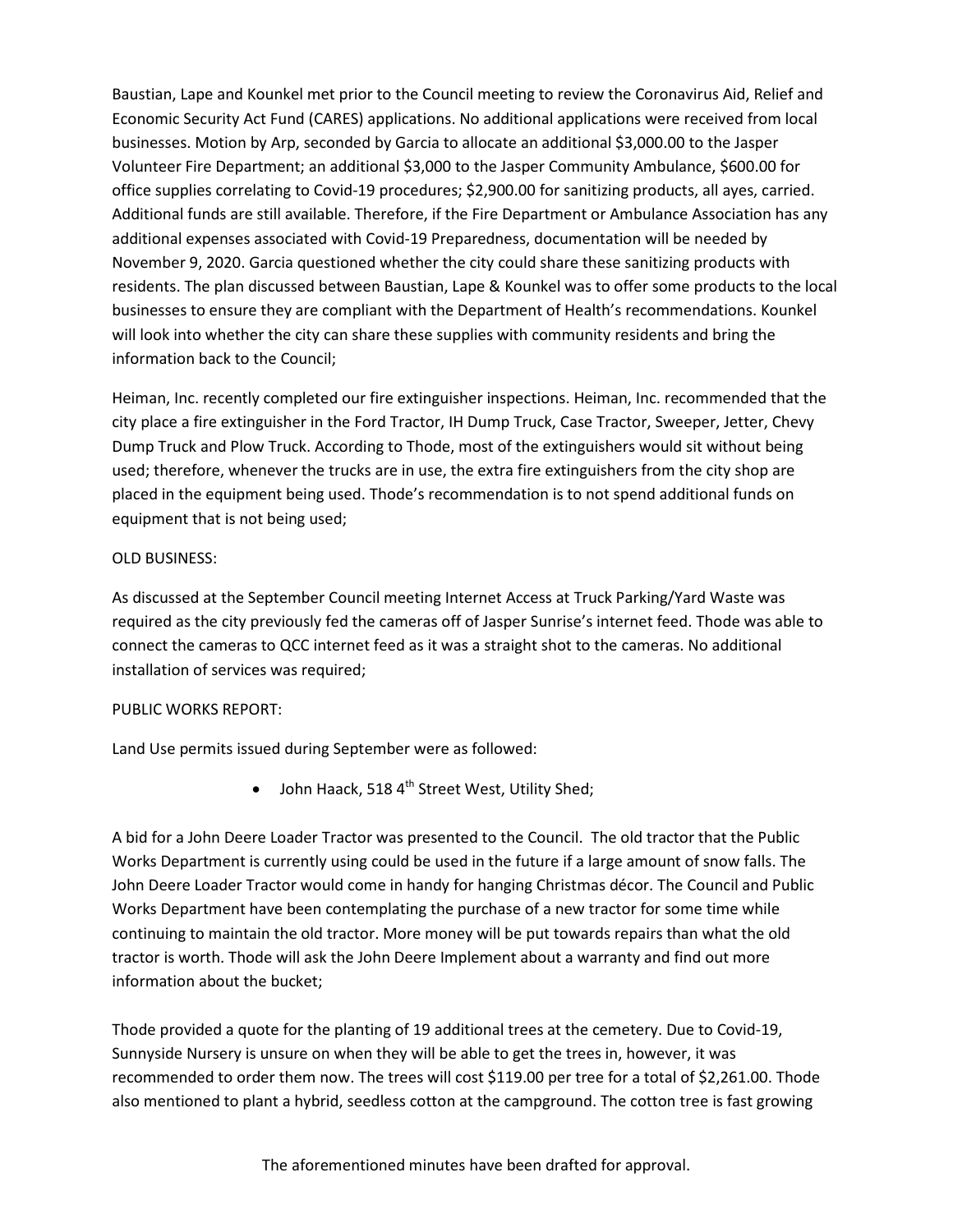Baustian, Lape and Kounkel met prior to the Council meeting to review the Coronavirus Aid, Relief and Economic Security Act Fund (CARES) applications. No additional applications were received from local businesses. Motion by Arp, seconded by Garcia to allocate an additional $3,000.00 to the Jasper Volunteer Fire Department; an additional $3,000 to the Jasper Community Ambulance, $600.00 for office supplies correlating to Covid-19 procedures; $2,900.00 for sanitizing products, all ayes, carried. Additional funds are still available. Therefore, if the Fire Department or Ambulance Association has any additional expenses associated with Covid-19 Preparedness, documentation will be needed by November 9, 2020. Garcia questioned whether the city could share these sanitizing products with residents. The plan discussed between Baustian, Lape & Kounkel was to offer some products to the local businesses to ensure they are compliant with the Department of Health's recommendations. Kounkel will look into whether the city can share these supplies with community residents and bring the information back to the Council;

Heiman, Inc. recently completed our fire extinguisher inspections. Heiman, Inc. recommended that the city place a fire extinguisher in the Ford Tractor, IH Dump Truck, Case Tractor, Sweeper, Jetter, Chevy Dump Truck and Plow Truck. According to Thode, most of the extinguishers would sit without being used; therefore, whenever the trucks are in use, the extra fire extinguishers from the city shop are placed in the equipment being used. Thode's recommendation is to not spend additional funds on equipment that is not being used;

OLD BUSINESS:

As discussed at the September Council meeting Internet Access at Truck Parking/Yard Waste was required as the city previously fed the cameras off of Jasper Sunrise's internet feed. Thode was able to connect the cameras to QCC internet feed as it was a straight shot to the cameras. No additional installation of services was required;

PUBLIC WORKS REPORT:

Land Use permits issued during September were as followed:

- John Haack, 518 4th Street West, Utility Shed;

A bid for a John Deere Loader Tractor was presented to the Council. The old tractor that the Public Works Department is currently using could be used in the future if a large amount of snow falls. The John Deere Loader Tractor would come in handy for hanging Christmas décor. The Council and Public Works Department have been contemplating the purchase of a new tractor for some time while continuing to maintain the old tractor. More money will be put towards repairs than what the old tractor is worth. Thode will ask the John Deere Implement about a warranty and find out more information about the bucket;

Thode provided a quote for the planting of 19 additional trees at the cemetery. Due to Covid-19, Sunnyside Nursery is unsure on when they will be able to get the trees in, however, it was recommended to order them now. The trees will cost $119.00 per tree for a total of $2,261.00. Thode also mentioned to plant a hybrid, seedless cotton at the campground. The cotton tree is fast growing

The aforementioned minutes have been drafted for approval.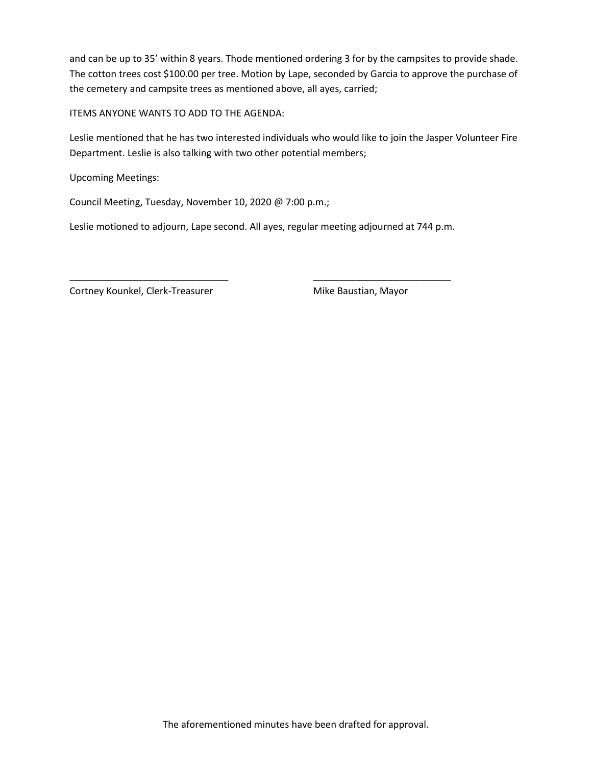and can be up to 35' within 8 years. Thode mentioned ordering 3 for by the campsites to provide shade. The cotton trees cost $100.00 per tree. Motion by Lape, seconded by Garcia to approve the purchase of the cemetery and campsite trees as mentioned above, all ayes, carried;

ITEMS ANYONE WANTS TO ADD TO THE AGENDA:

Leslie mentioned that he has two interested individuals who would like to join the Jasper Volunteer Fire Department. Leslie is also talking with two other potential members;

Upcoming Meetings:

Council Meeting, Tuesday, November 10, 2020 @ 7:00 p.m.;

Leslie motioned to adjourn, Lape second. All ayes, regular meeting adjourned at 744 p.m.

______________________________ ______________________________

Cortney Kounkel, Clerk-Treasurer Mike Baustian, Mayor

The aforementioned minutes have been drafted for approval.